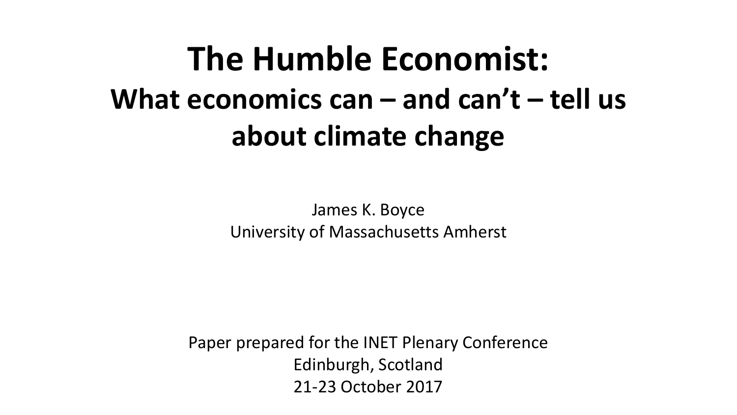# The Humble Economist:

## What economics can – and can't – tell us about climate change

James K. Boyce
University of Massachusetts Amherst

Paper prepared for the INET Plenary Conference
Edinburgh, Scotland
21-23 October 2017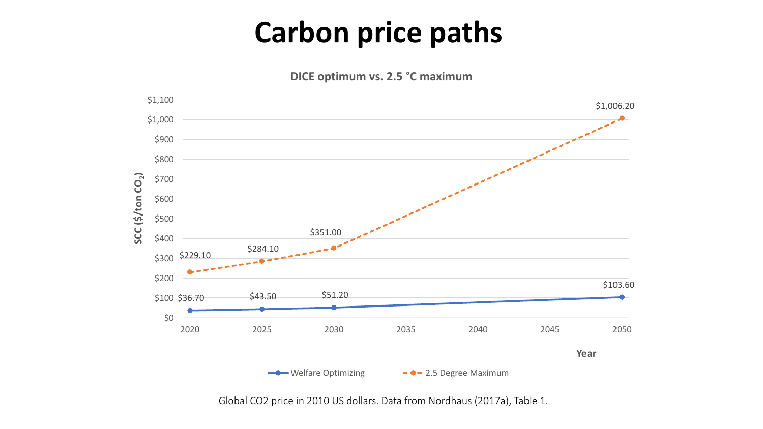# Carbon price paths

**DICE optimum vs. 2.5 °C maximum**

| Year | Welfare Optimizing | 2.5 Degree Maximum |
| --- | --- | --- |
| 2020 | $36.70 | $229.10 |
| 2025 | $43.50 | $284.10 |
| 2030 | $51.20 | $351.00 |
| 2050 | $103.60 | $1,006.20 |

SCC ($/ton $CO_2$)

Global CO2 price in 2010 US dollars. Data from Nordhaus (2017a), Table 1.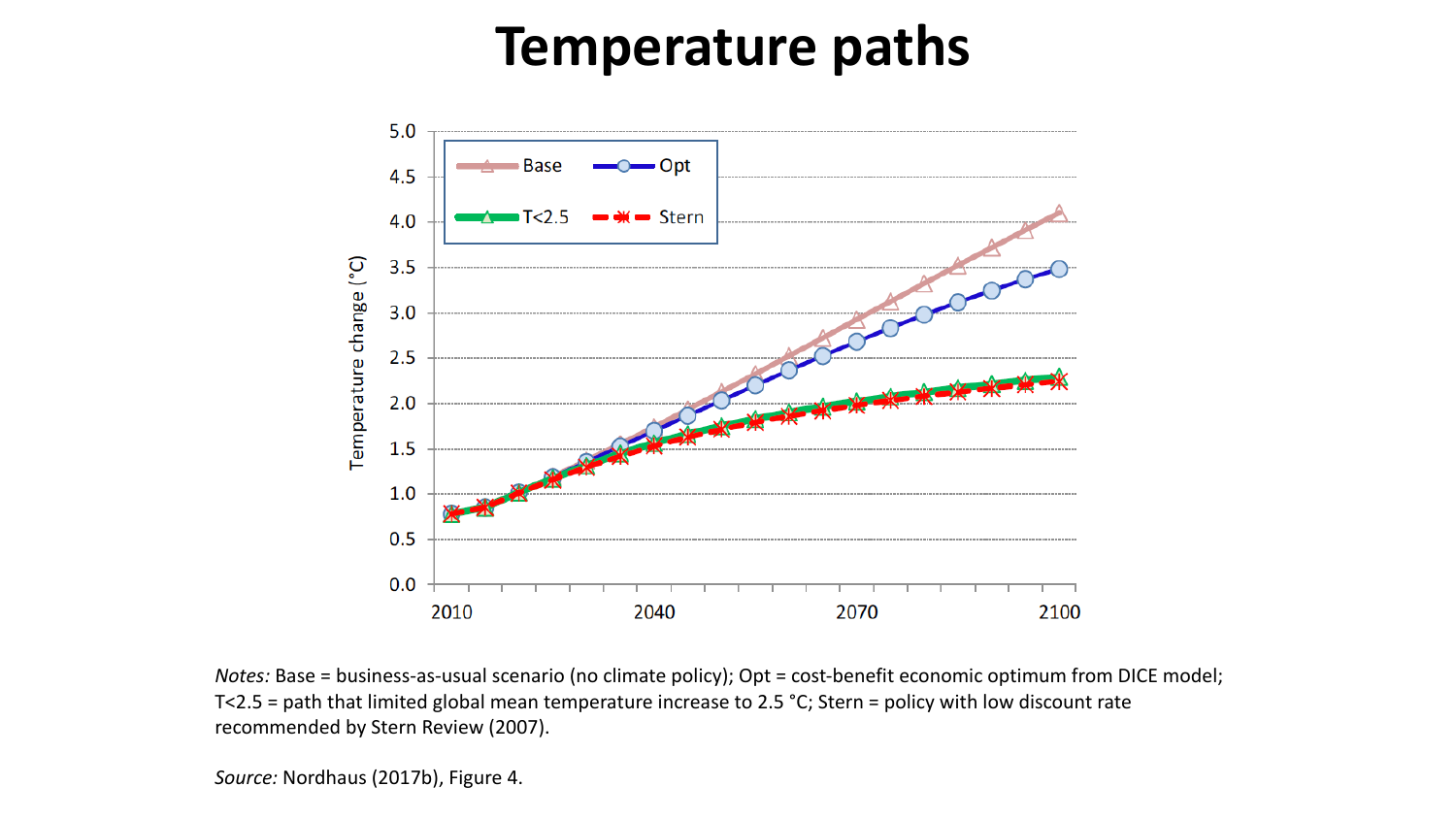# Temperature paths

*Notes:* Base = business-as-usual scenario (no climate policy); Opt = cost-benefit economic optimum from DICE model; T<2.5 = path that limited global mean temperature increase to 2.5 °C; Stern = policy with low discount rate recommended by Stern Review (2007).

*Source:* Nordhaus (2017b), Figure 4.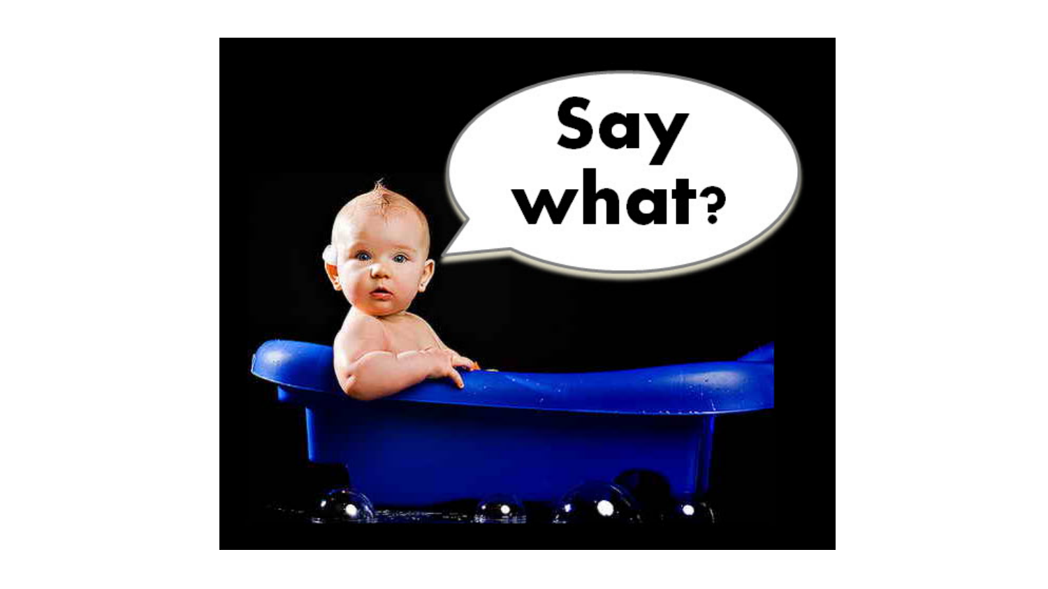Say what?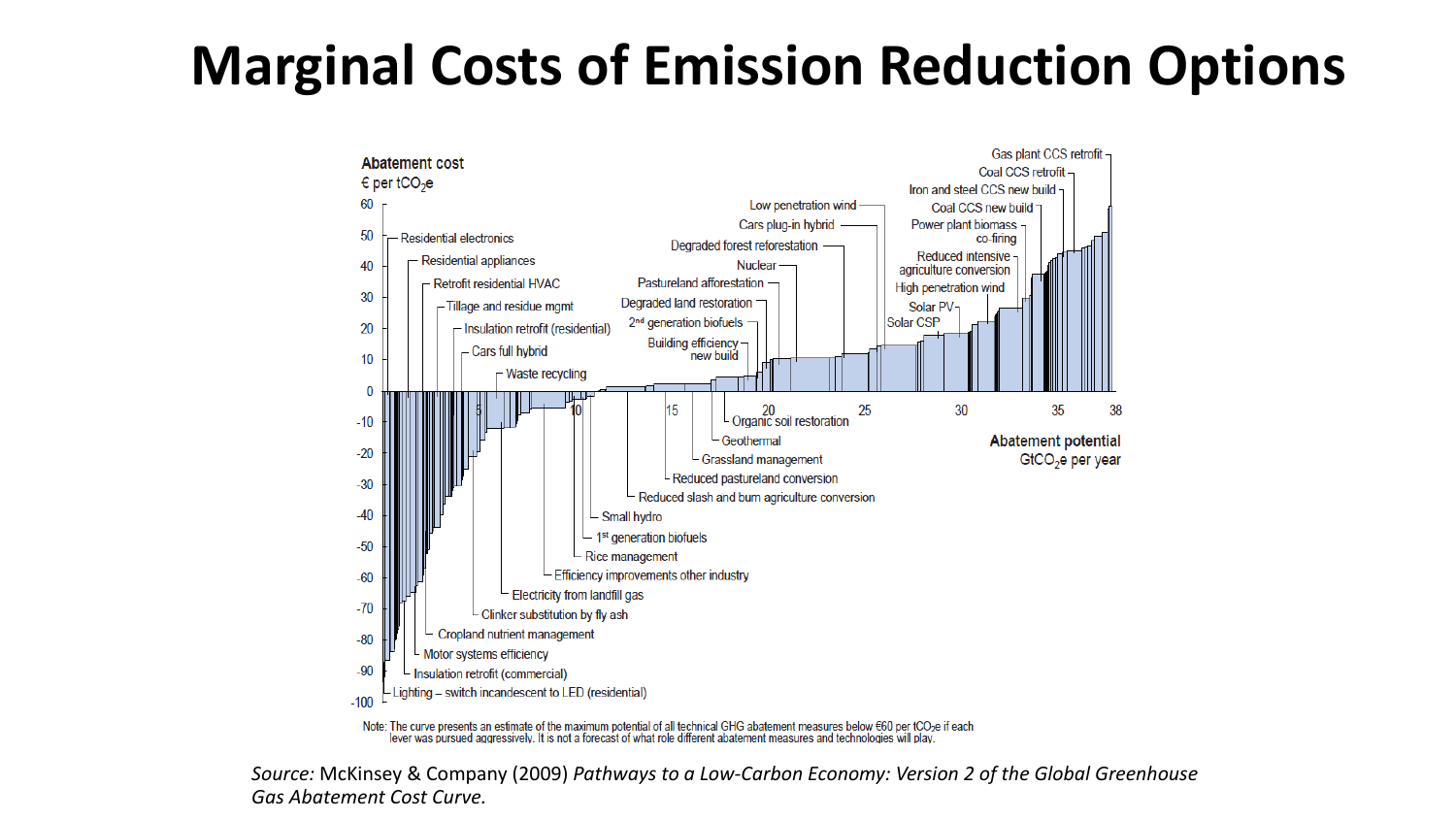# Marginal Costs of Emission Reduction Options

Abatement cost

€ per $tCO_2e$

Abatement potential

$GtCO_2e$ per year

Residential electronics

Residential appliances

Retrofit residential HVAC

Tillage and residue mgmt

Insulation retrofit (residential)

Cars full hybrid

Waste recycling

Lighting – switch incandescent to LED (residential)

Insulation retrofit (commercial)

Motor systems efficiency

Cropland nutrient management

Clinker substitution by fly ash

Electricity from landfill gas

Efficiency improvements other industry

Rice management

1st generation biofuels

Small hydro

Reduced slash and burn agriculture conversion

Reduced pastureland conversion

Grassland management

Geothermal

Organic soil restoration

Building efficiency new build

2nd generation biofuels

Degraded land restoration

Pastureland afforestation

Nuclear

Degraded forest reforestation

Cars plug-in hybrid

Low penetration wind

Solar CSP

Solar PV

High penetration wind

Reduced intensive agriculture conversion

Power plant biomass co-firing

Coal CCS new build

Iron and steel CCS new build

Coal CCS retrofit

Gas plant CCS retrofit

Note: The curve presents an estimate of the maximum potential of all technical GHG abatement measures below €60 per $tCO_2e$ if each lever was pursued aggressively. It is not a forecast of what role different abatement measures and technologies will play.

*Source:* McKinsey & Company (2009) *Pathways to a Low-Carbon Economy: Version 2 of the Global Greenhouse Gas Abatement Cost Curve.*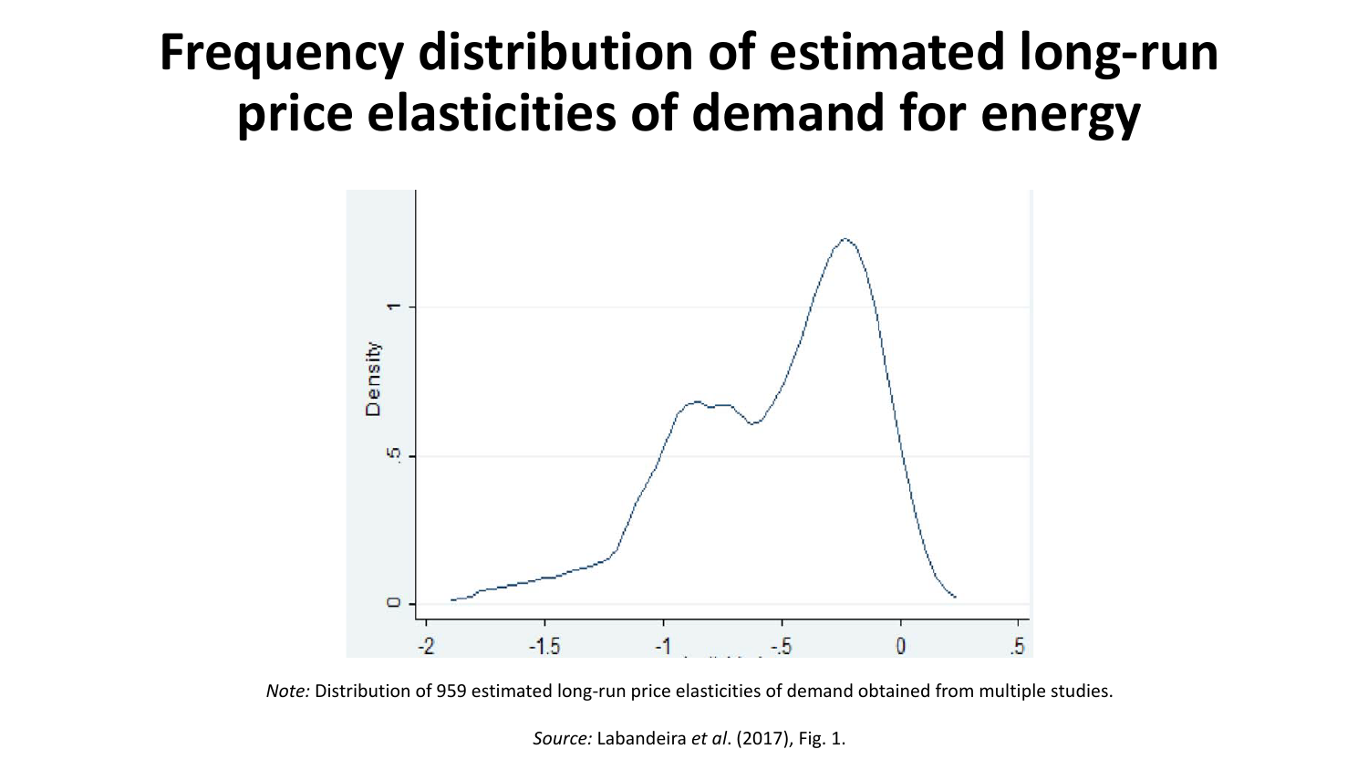# Frequency distribution of estimated long-run price elasticities of demand for energy

*Note:* Distribution of 959 estimated long-run price elasticities of demand obtained from multiple studies.

*Source:* Labandeira *et al*. (2017), Fig. 1.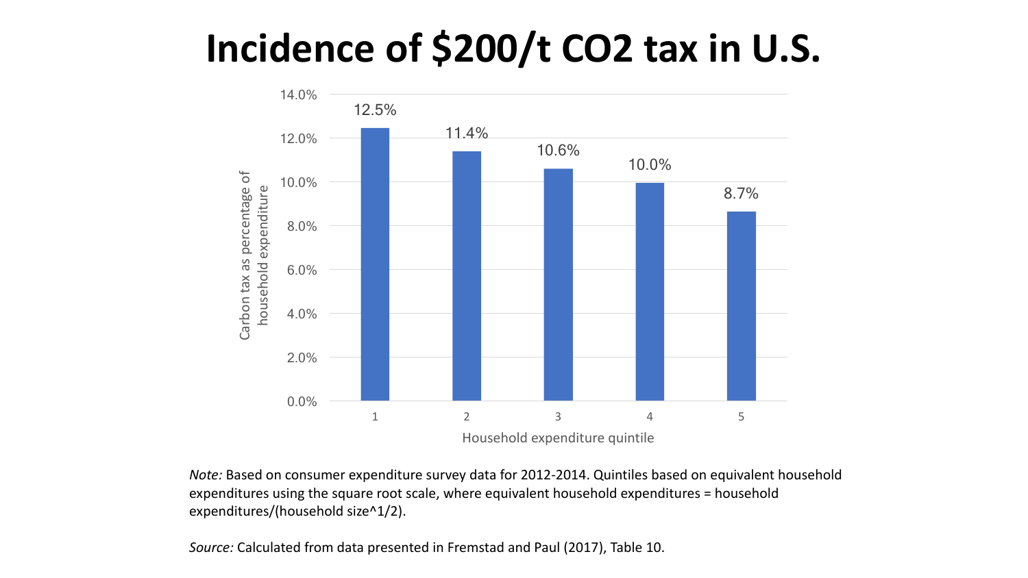# Incidence of \$200/t CO2 tax in U.S.

| Household expenditure quintile | Carbon tax as percentage of household expenditure |
| --- | --- |
| 1 | 12.5% |
| 2 | 11.4% |
| 3 | 10.6% |
| 4 | 10.0% |
| 5 | 8.7% |

*Note:* Based on consumer expenditure survey data for 2012-2014. Quintiles based on equivalent household expenditures using the square root scale, where equivalent household expenditures = household expenditures/(household size^1/2).

*Source:* Calculated from data presented in Fremstad and Paul (2017), Table 10.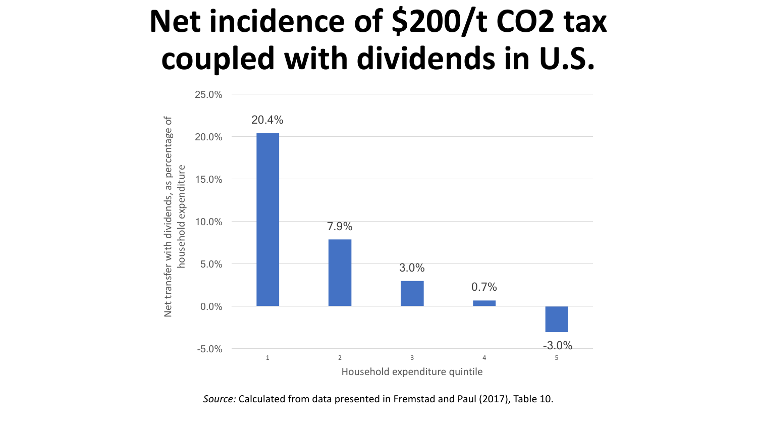# Net incidence of $200/t $CO_2$ tax coupled with dividends in U.S.

| Household expenditure quintile | Net transfer with dividends, as percentage of household expenditure |
|---|---|
| 1 | 20.4% |
| 2 | 7.9% |
| 3 | 3.0% |
| 4 | 0.7% |
| 5 | -3.0% |

*Source:* Calculated from data presented in Fremstad and Paul (2017), Table 10.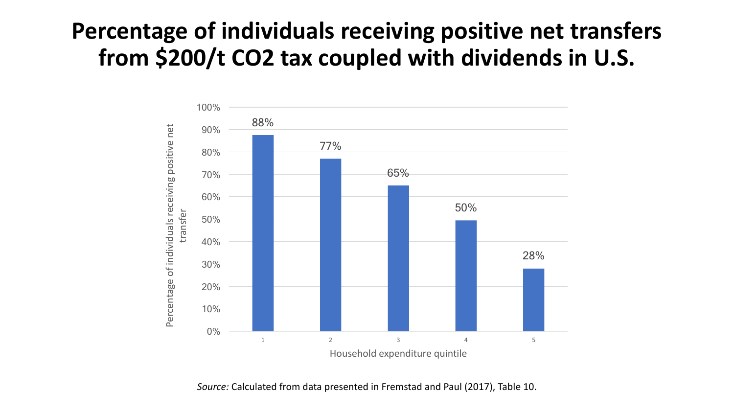# Percentage of individuals receiving positive net transfers from $200/t $CO_2$ tax coupled with dividends in U.S.

Percentage of individuals receiving positive net transfer

100%
90%
80%
70%
60%
50%
40%
30%
20%
10%
0%

88%
77%
65%
50%
28%

1
2
3
4
5

Household expenditure quintile

*Source:* Calculated from data presented in Fremstad and Paul (2017), Table 10.